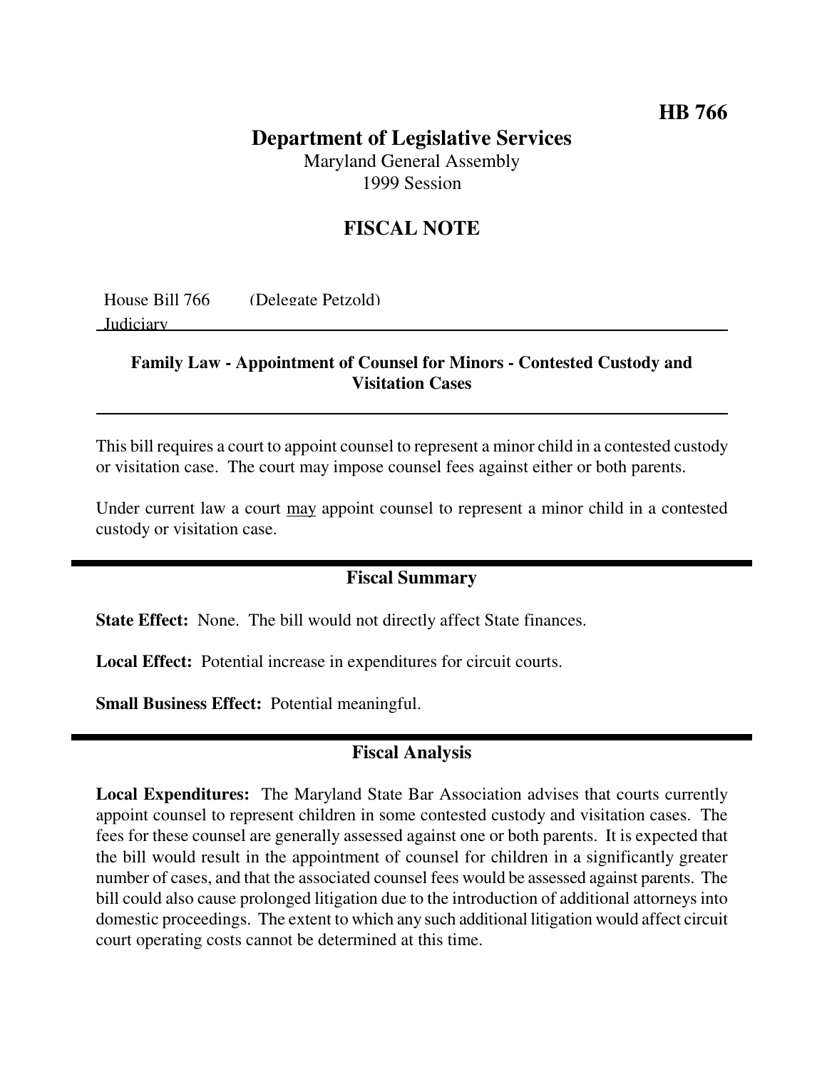HB 766

# Department of Legislative Services

Maryland General Assembly
1999 Session

## FISCAL NOTE

House Bill 766 (Delegate Petzold)
Judiciary

**Family Law - Appointment of Counsel for Minors - Contested Custody and Visitation Cases**

This bill requires a court to appoint counsel to represent a minor child in a contested custody or visitation case. The court may impose counsel fees against either or both parents.

Under current law a court may appoint counsel to represent a minor child in a contested custody or visitation case.

## Fiscal Summary

**State Effect:** None. The bill would not directly affect State finances.

**Local Effect:** Potential increase in expenditures for circuit courts.

**Small Business Effect:** Potential meaningful.

## Fiscal Analysis

**Local Expenditures:** The Maryland State Bar Association advises that courts currently appoint counsel to represent children in some contested custody and visitation cases. The fees for these counsel are generally assessed against one or both parents. It is expected that the bill would result in the appointment of counsel for children in a significantly greater number of cases, and that the associated counsel fees would be assessed against parents. The bill could also cause prolonged litigation due to the introduction of additional attorneys into domestic proceedings. The extent to which any such additional litigation would affect circuit court operating costs cannot be determined at this time.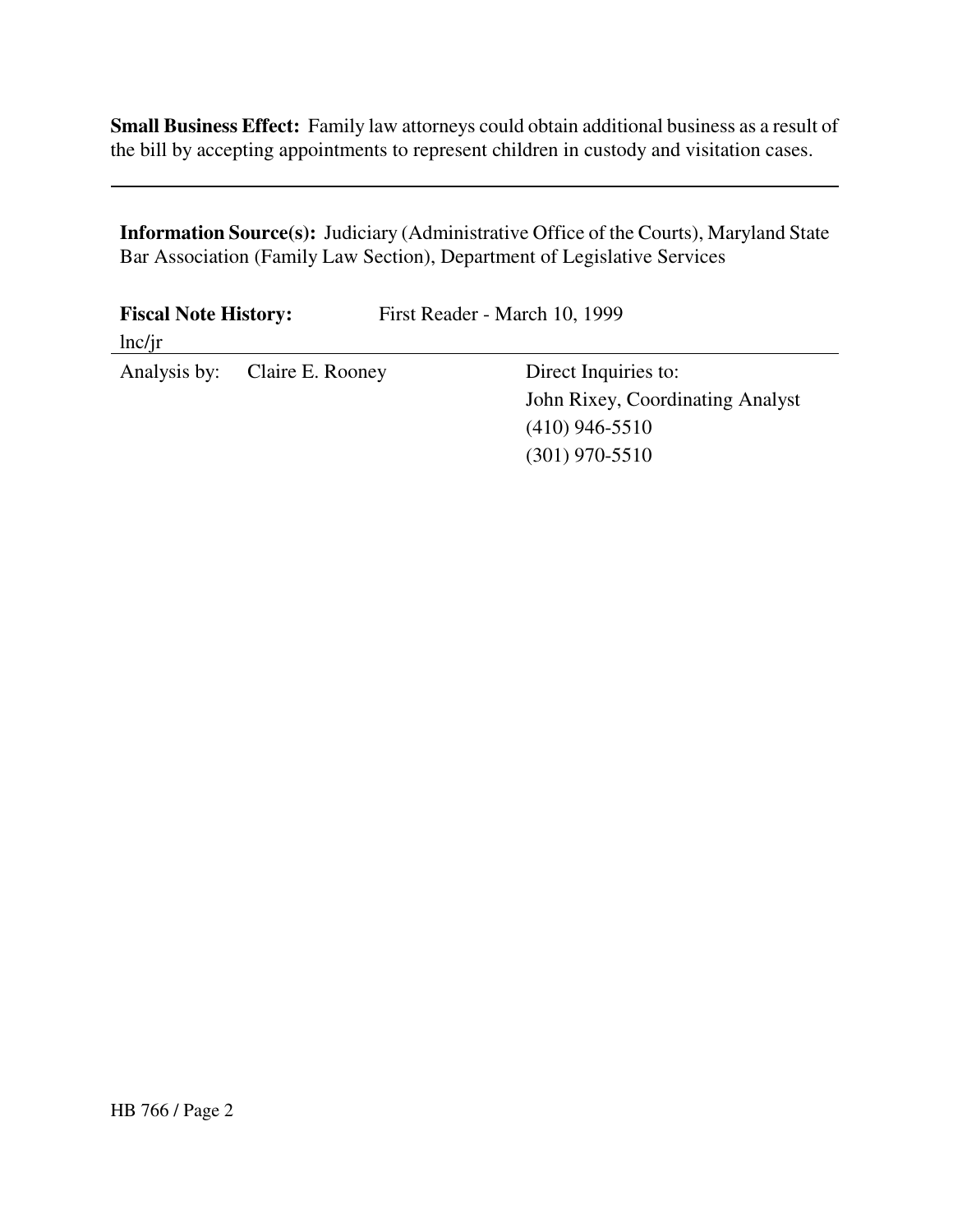**Small Business Effect:** Family law attorneys could obtain additional business as a result of the bill by accepting appointments to represent children in custody and visitation cases.

---

**Information Source(s):** Judiciary (Administrative Office of the Courts), Maryland State Bar Association (Family Law Section), Department of Legislative Services

**Fiscal Note History:** First Reader - March 10, 1999

lnc/jr

---

Analysis by: Claire E. Rooney

Direct Inquiries to:
John Rixey, Coordinating Analyst
(410) 946-5510
(301) 970-5510